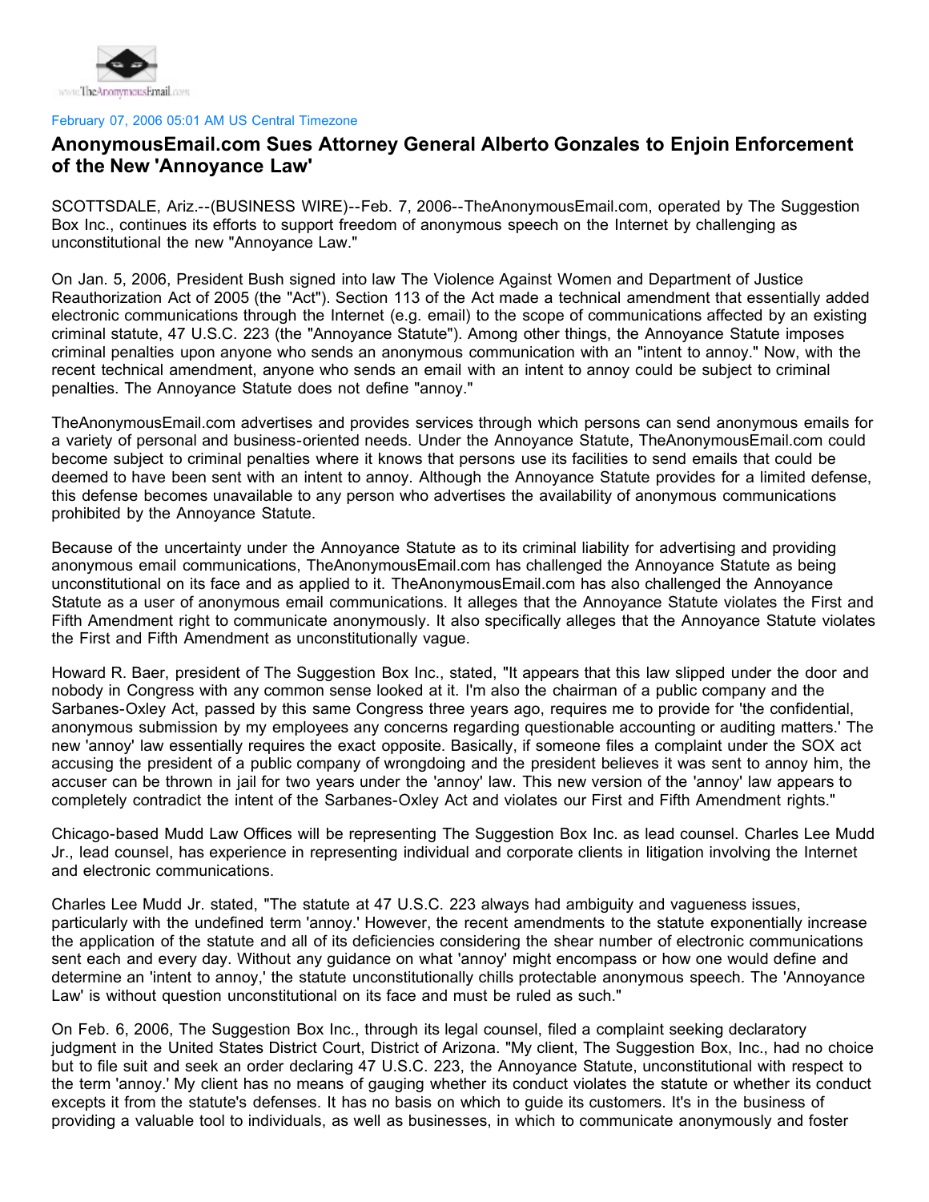February 07, 2006 05:01 AM US Central Timezone

# AnonymousEmail.com Sues Attorney General Alberto Gonzales to Enjoin Enforcement of the New 'Annoyance Law'

SCOTTSDALE, Ariz.--(BUSINESS WIRE)--Feb. 7, 2006--TheAnonymousEmail.com, operated by The Suggestion Box Inc., continues its efforts to support freedom of anonymous speech on the Internet by challenging as unconstitutional the new "Annoyance Law."

On Jan. 5, 2006, President Bush signed into law The Violence Against Women and Department of Justice Reauthorization Act of 2005 (the "Act"). Section 113 of the Act made a technical amendment that essentially added electronic communications through the Internet (e.g. email) to the scope of communications affected by an existing criminal statute, 47 U.S.C. 223 (the "Annoyance Statute"). Among other things, the Annoyance Statute imposes criminal penalties upon anyone who sends an anonymous communication with an "intent to annoy." Now, with the recent technical amendment, anyone who sends an email with an intent to annoy could be subject to criminal penalties. The Annoyance Statute does not define "annoy."

TheAnonymousEmail.com advertises and provides services through which persons can send anonymous emails for a variety of personal and business-oriented needs. Under the Annoyance Statute, TheAnonymousEmail.com could become subject to criminal penalties where it knows that persons use its facilities to send emails that could be deemed to have been sent with an intent to annoy. Although the Annoyance Statute provides for a limited defense, this defense becomes unavailable to any person who advertises the availability of anonymous communications prohibited by the Annoyance Statute.

Because of the uncertainty under the Annoyance Statute as to its criminal liability for advertising and providing anonymous email communications, TheAnonymousEmail.com has challenged the Annoyance Statute as being unconstitutional on its face and as applied to it. TheAnonymousEmail.com has also challenged the Annoyance Statute as a user of anonymous email communications. It alleges that the Annoyance Statute violates the First and Fifth Amendment right to communicate anonymously. It also specifically alleges that the Annoyance Statute violates the First and Fifth Amendment as unconstitutionally vague.

Howard R. Baer, president of The Suggestion Box Inc., stated, "It appears that this law slipped under the door and nobody in Congress with any common sense looked at it. I'm also the chairman of a public company and the Sarbanes-Oxley Act, passed by this same Congress three years ago, requires me to provide for 'the confidential, anonymous submission by my employees any concerns regarding questionable accounting or auditing matters.' The new 'annoy' law essentially requires the exact opposite. Basically, if someone files a complaint under the SOX act accusing the president of a public company of wrongdoing and the president believes it was sent to annoy him, the accuser can be thrown in jail for two years under the 'annoy' law. This new version of the 'annoy' law appears to completely contradict the intent of the Sarbanes-Oxley Act and violates our First and Fifth Amendment rights."

Chicago-based Mudd Law Offices will be representing The Suggestion Box Inc. as lead counsel. Charles Lee Mudd Jr., lead counsel, has experience in representing individual and corporate clients in litigation involving the Internet and electronic communications.

Charles Lee Mudd Jr. stated, "The statute at 47 U.S.C. 223 always had ambiguity and vagueness issues, particularly with the undefined term 'annoy.' However, the recent amendments to the statute exponentially increase the application of the statute and all of its deficiencies considering the shear number of electronic communications sent each and every day. Without any guidance on what 'annoy' might encompass or how one would define and determine an 'intent to annoy,' the statute unconstitutionally chills protectable anonymous speech. The 'Annoyance Law' is without question unconstitutional on its face and must be ruled as such."

On Feb. 6, 2006, The Suggestion Box Inc., through its legal counsel, filed a complaint seeking declaratory judgment in the United States District Court, District of Arizona. "My client, The Suggestion Box, Inc., had no choice but to file suit and seek an order declaring 47 U.S.C. 223, the Annoyance Statute, unconstitutional with respect to the term 'annoy.' My client has no means of gauging whether its conduct violates the statute or whether its conduct excepts it from the statute's defenses. It has no basis on which to guide its customers. It's in the business of providing a valuable tool to individuals, as well as businesses, in which to communicate anonymously and foster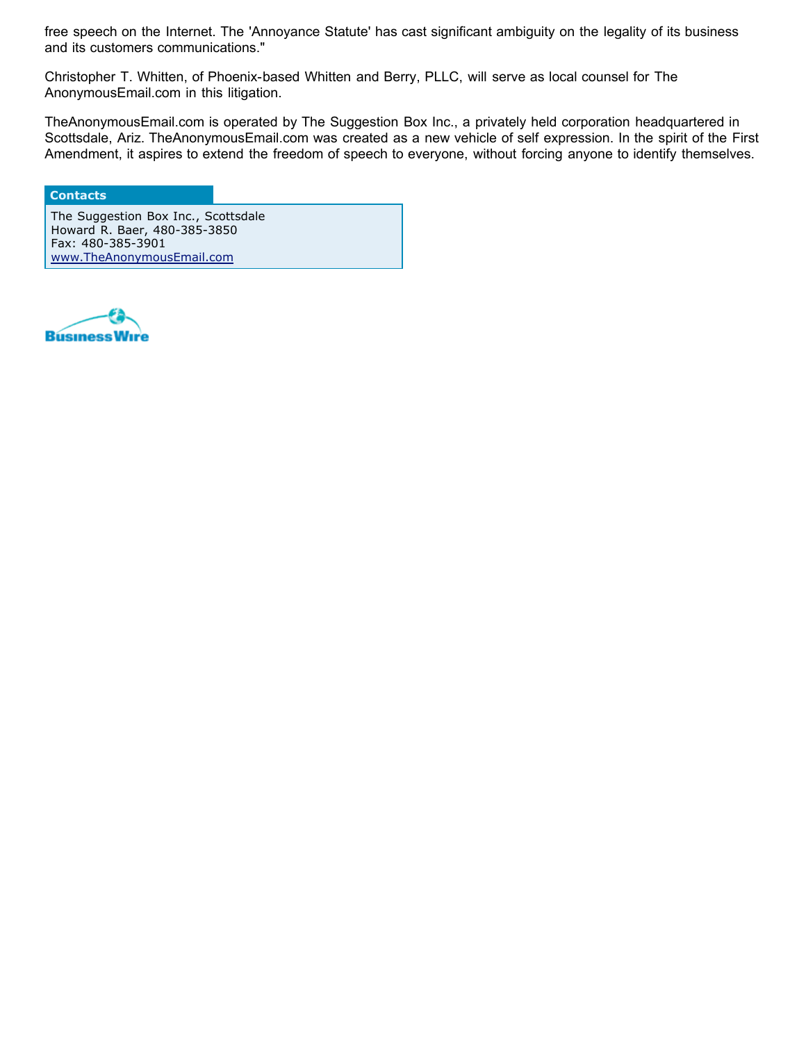free speech on the Internet. The 'Annoyance Statute' has cast significant ambiguity on the legality of its business and its customers communications."

Christopher T. Whitten, of Phoenix-based Whitten and Berry, PLLC, will serve as local counsel for The AnonymousEmail.com in this litigation.

TheAnonymousEmail.com is operated by The Suggestion Box Inc., a privately held corporation headquartered in Scottsdale, Ariz. TheAnonymousEmail.com was created as a new vehicle of self expression. In the spirit of the First Amendment, it aspires to extend the freedom of speech to everyone, without forcing anyone to identify themselves.

**Contacts**

The Suggestion Box Inc., Scottsdale
Howard R. Baer, 480-385-3850
Fax: 480-385-3901
www.TheAnonymousEmail.com

Business Wire